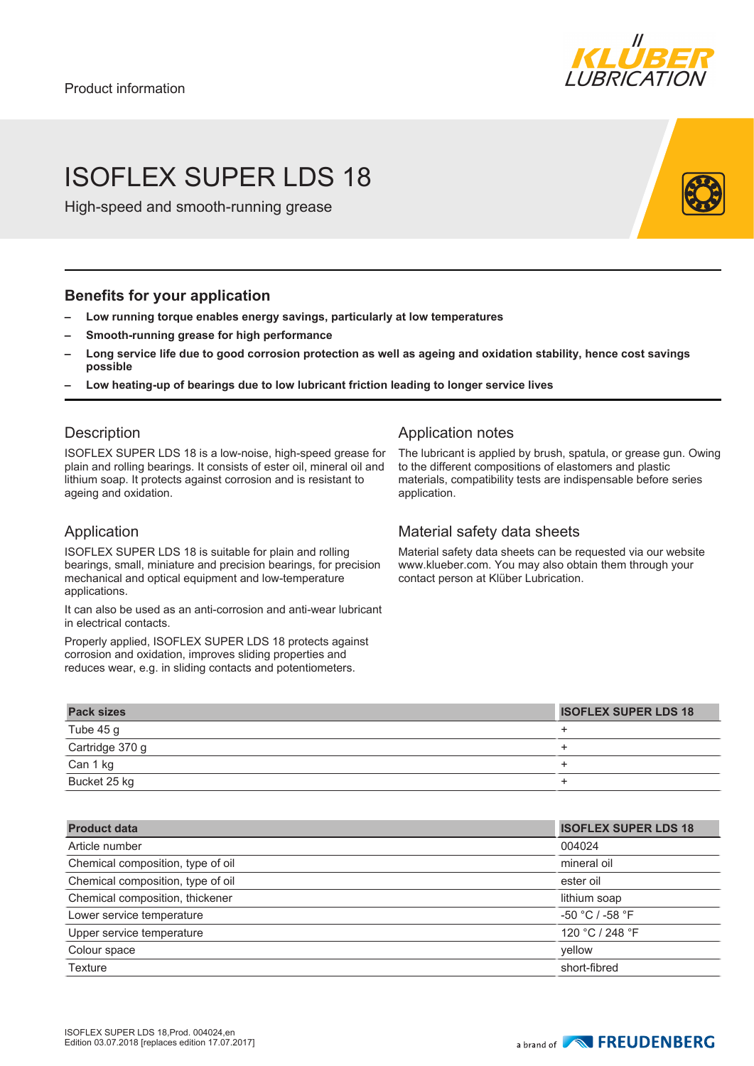Product information

# ISOFLEX SUPER LDS 18

High-speed and smooth-running grease

## Benefits for your application

- **Low running torque enables energy savings, particularly at low temperatures**
- **Smooth-running grease for high performance**
- **Long service life due to good corrosion protection as well as ageing and oxidation stability, hence cost savings possible**
- **Low heating-up of bearings due to low lubricant friction leading to longer service lives**

## Description

ISOFLEX SUPER LDS 18 is a low-noise, high-speed grease for plain and rolling bearings. It consists of ester oil, mineral oil and lithium soap. It protects against corrosion and is resistant to ageing and oxidation.

## Application

ISOFLEX SUPER LDS 18 is suitable for plain and rolling bearings, small, miniature and precision bearings, for precision mechanical and optical equipment and low-temperature applications.

It can also be used as an anti-corrosion and anti-wear lubricant in electrical contacts.

Properly applied, ISOFLEX SUPER LDS 18 protects against corrosion and oxidation, improves sliding properties and reduces wear, e.g. in sliding contacts and potentiometers.

## Application notes

The lubricant is applied by brush, spatula, or grease gun. Owing to the different compositions of elastomers and plastic materials, compatibility tests are indispensable before series application.

## Material safety data sheets

Material safety data sheets can be requested via our website www.klueber.com. You may also obtain them through your contact person at Klüber Lubrication.

| Pack sizes | ISOFLEX SUPER LDS 18 |
|---|---|
| Tube 45 g | + |
| Cartridge 370 g | + |
| Can 1 kg | + |
| Bucket 25 kg | + |

| Product data | ISOFLEX SUPER LDS 18 |
|---|---|
| Article number | 004024 |
| Chemical composition, type of oil | mineral oil |
| Chemical composition, type of oil | ester oil |
| Chemical composition, thickener | lithium soap |
| Lower service temperature | -50 °C / -58 °F |
| Upper service temperature | 120 °C / 248 °F |
| Colour space | yellow |
| Texture | short-fibred |

ISOFLEX SUPER LDS 18,Prod. 004024,en
Edition 03.07.2018 [replaces edition 17.07.2017]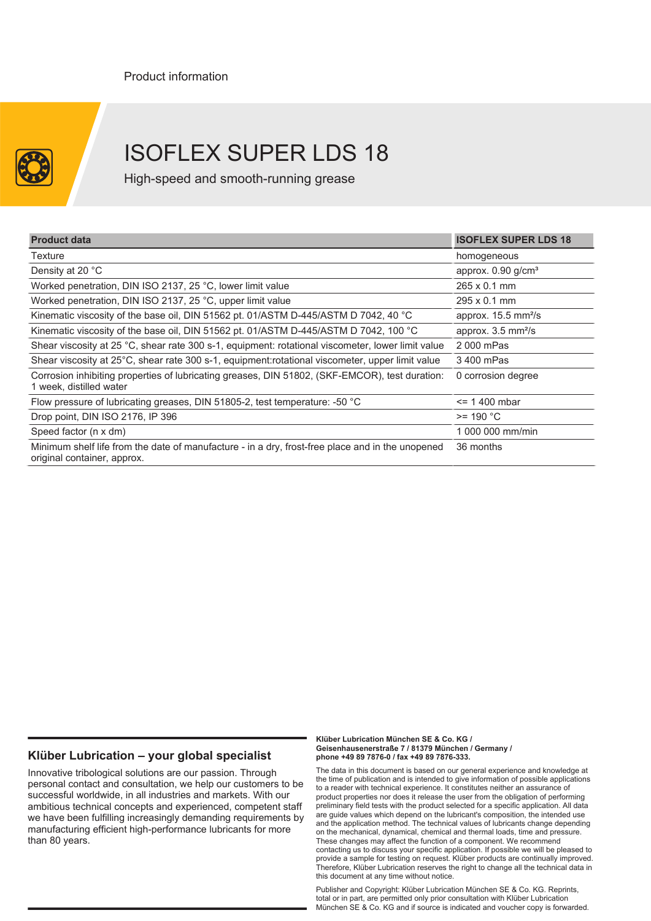Product information

# ISOFLEX SUPER LDS 18

High-speed and smooth-running grease

| Product data | ISOFLEX SUPER LDS 18 |
|---|---|
| Texture | homogeneous |
| Density at 20 °C | approx. 0.90 g/cm³ |
| Worked penetration, DIN ISO 2137, 25 °C, lower limit value | 265 x 0.1 mm |
| Worked penetration, DIN ISO 2137, 25 °C, upper limit value | 295 x 0.1 mm |
| Kinematic viscosity of the base oil, DIN 51562 pt. 01/ASTM D-445/ASTM D 7042, 40 °C | approx. 15.5 mm²/s |
| Kinematic viscosity of the base oil, DIN 51562 pt. 01/ASTM D-445/ASTM D 7042, 100 °C | approx. 3.5 mm²/s |
| Shear viscosity at 25 °C, shear rate 300 s-1, equipment: rotational viscometer, lower limit value | 2 000 mPas |
| Shear viscosity at 25°C, shear rate 300 s-1, equipment:rotational viscometer, upper limit value | 3 400 mPas |
| Corrosion inhibiting properties of lubricating greases, DIN 51802, (SKF-EMCOR), test duration: 1 week, distilled water | 0 corrosion degree |
| Flow pressure of lubricating greases, DIN 51805-2, test temperature: -50 °C | <= 1 400 mbar |
| Drop point, DIN ISO 2176, IP 396 | >= 190 °C |
| Speed factor (n x dm) | 1 000 000 mm/min |
| Minimum shelf life from the date of manufacture - in a dry, frost-free place and in the unopened original container, approx. | 36 months |

## Klüber Lubrication – your global specialist

Innovative tribological solutions are our passion. Through personal contact and consultation, we help our customers to be successful worldwide, in all industries and markets. With our ambitious technical concepts and experienced, competent staff we have been fulfilling increasingly demanding requirements by manufacturing efficient high-performance lubricants for more than 80 years.

**Klüber Lubrication München SE & Co. KG / Geisenhausenerstraße 7 / 81379 München / Germany / phone +49 89 7876-0 / fax +49 89 7876-333.**

The data in this document is based on our general experience and knowledge at the time of publication and is intended to give information of possible applications to a reader with technical experience. It constitutes neither an assurance of product properties nor does it release the user from the obligation of performing preliminary field tests with the product selected for a specific application. All data are guide values which depend on the lubricant's composition, the intended use and the application method. The technical values of lubricants change depending on the mechanical, dynamical, chemical and thermal loads, time and pressure. These changes may affect the function of a component. We recommend contacting us to discuss your specific application. If possible we will be pleased to provide a sample for testing on request. Klüber products are continually improved. Therefore, Klüber Lubrication reserves the right to change all the technical data in this document at any time without notice.

Publisher and Copyright: Klüber Lubrication München SE & Co. KG. Reprints, total or in part, are permitted only prior consultation with Klüber Lubrication München SE & Co. KG and if source is indicated and voucher copy is forwarded.